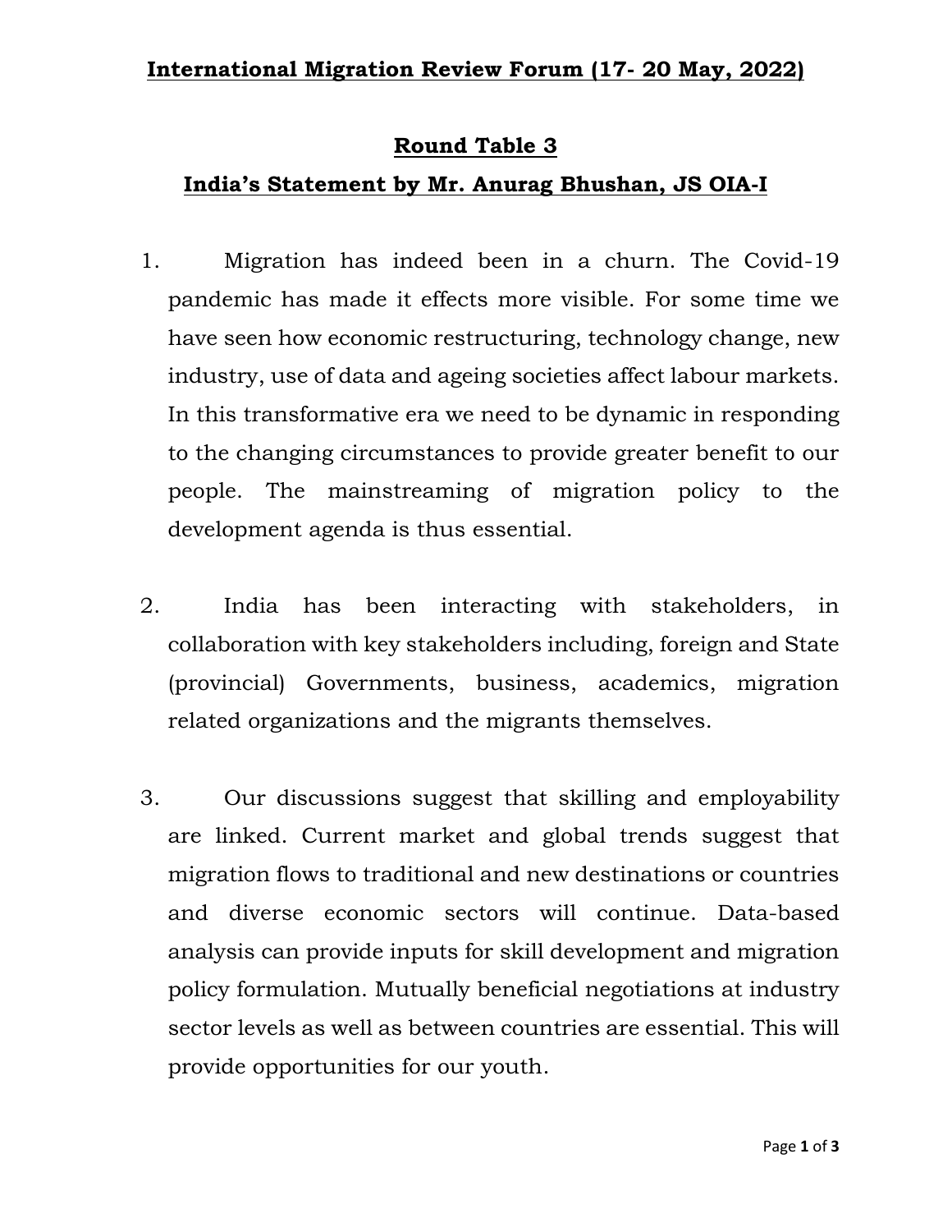**International Migration Review Forum (17- 20 May, 2022)**

**Round Table 3**

**India's Statement by Mr. Anurag Bhushan, JS OIA-I**

1. Migration has indeed been in a churn. The Covid-19 pandemic has made it effects more visible. For some time we have seen how economic restructuring, technology change, new industry, use of data and ageing societies affect labour markets. In this transformative era we need to be dynamic in responding to the changing circumstances to provide greater benefit to our people. The mainstreaming of migration policy to the development agenda is thus essential.

2. India has been interacting with stakeholders, in collaboration with key stakeholders including, foreign and State (provincial) Governments, business, academics, migration related organizations and the migrants themselves.

3. Our discussions suggest that skilling and employability are linked. Current market and global trends suggest that migration flows to traditional and new destinations or countries and diverse economic sectors will continue. Data-based analysis can provide inputs for skill development and migration policy formulation. Mutually beneficial negotiations at industry sector levels as well as between countries are essential. This will provide opportunities for our youth.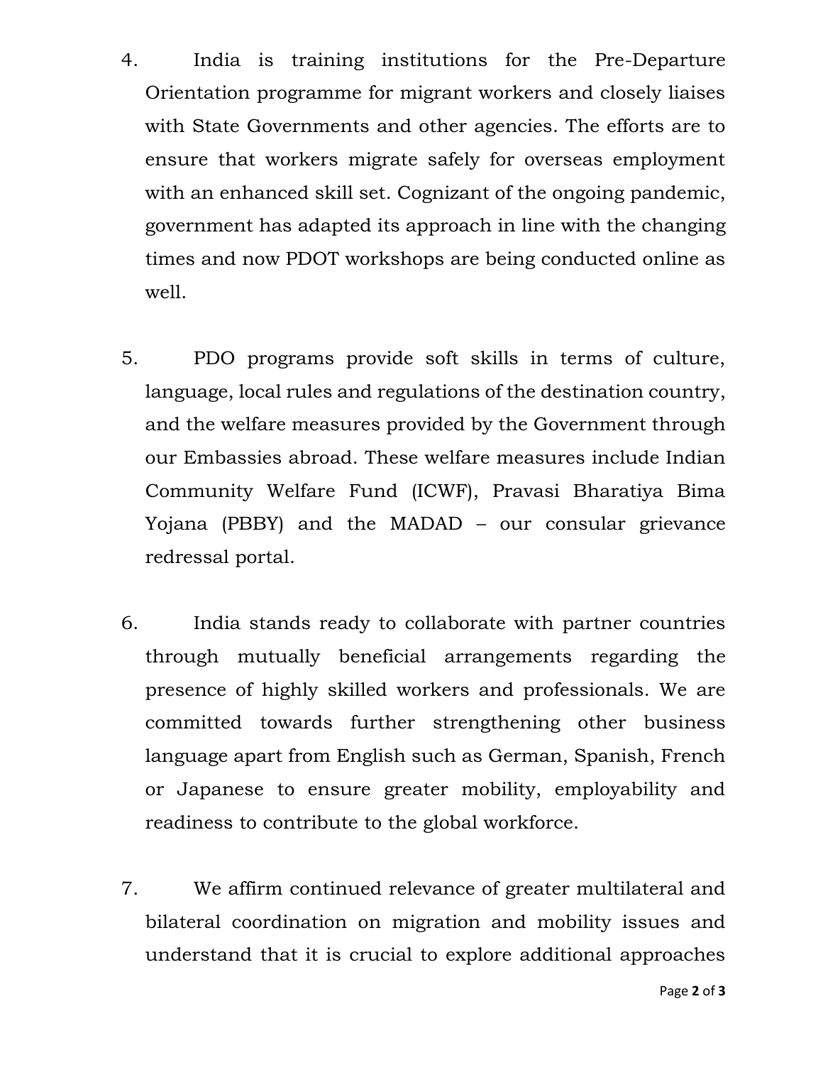4. India is training institutions for the Pre-Departure Orientation programme for migrant workers and closely liaises with State Governments and other agencies. The efforts are to ensure that workers migrate safely for overseas employment with an enhanced skill set. Cognizant of the ongoing pandemic, government has adapted its approach in line with the changing times and now PDOT workshops are being conducted online as well.

5. PDO programs provide soft skills in terms of culture, language, local rules and regulations of the destination country, and the welfare measures provided by the Government through our Embassies abroad. These welfare measures include Indian Community Welfare Fund (ICWF), Pravasi Bharatiya Bima Yojana (PBBY) and the MADAD – our consular grievance redressal portal.

6. India stands ready to collaborate with partner countries through mutually beneficial arrangements regarding the presence of highly skilled workers and professionals. We are committed towards further strengthening other business language apart from English such as German, Spanish, French or Japanese to ensure greater mobility, employability and readiness to contribute to the global workforce.

7. We affirm continued relevance of greater multilateral and bilateral coordination on migration and mobility issues and understand that it is crucial to explore additional approaches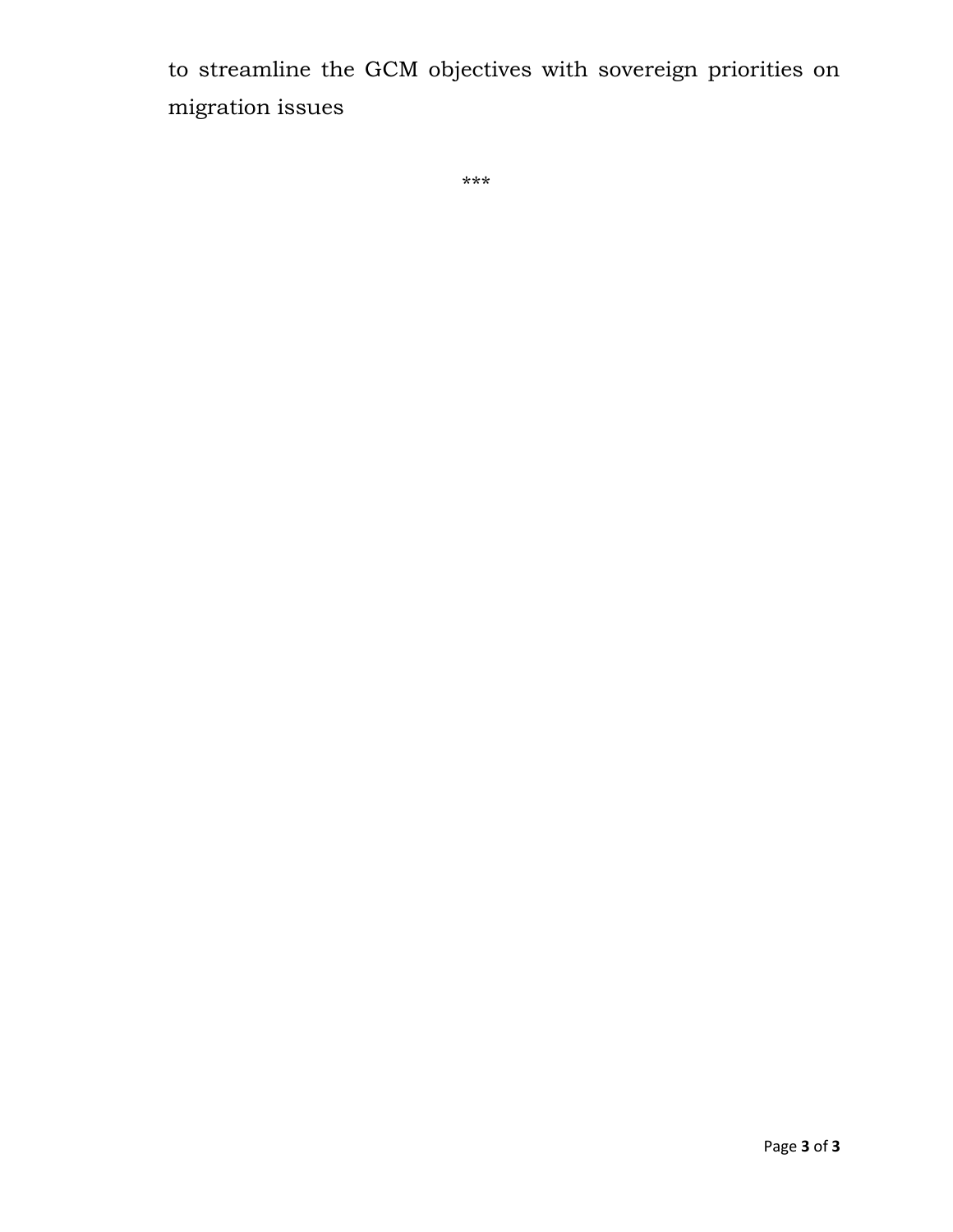to streamline the GCM objectives with sovereign priorities on migration issues

***